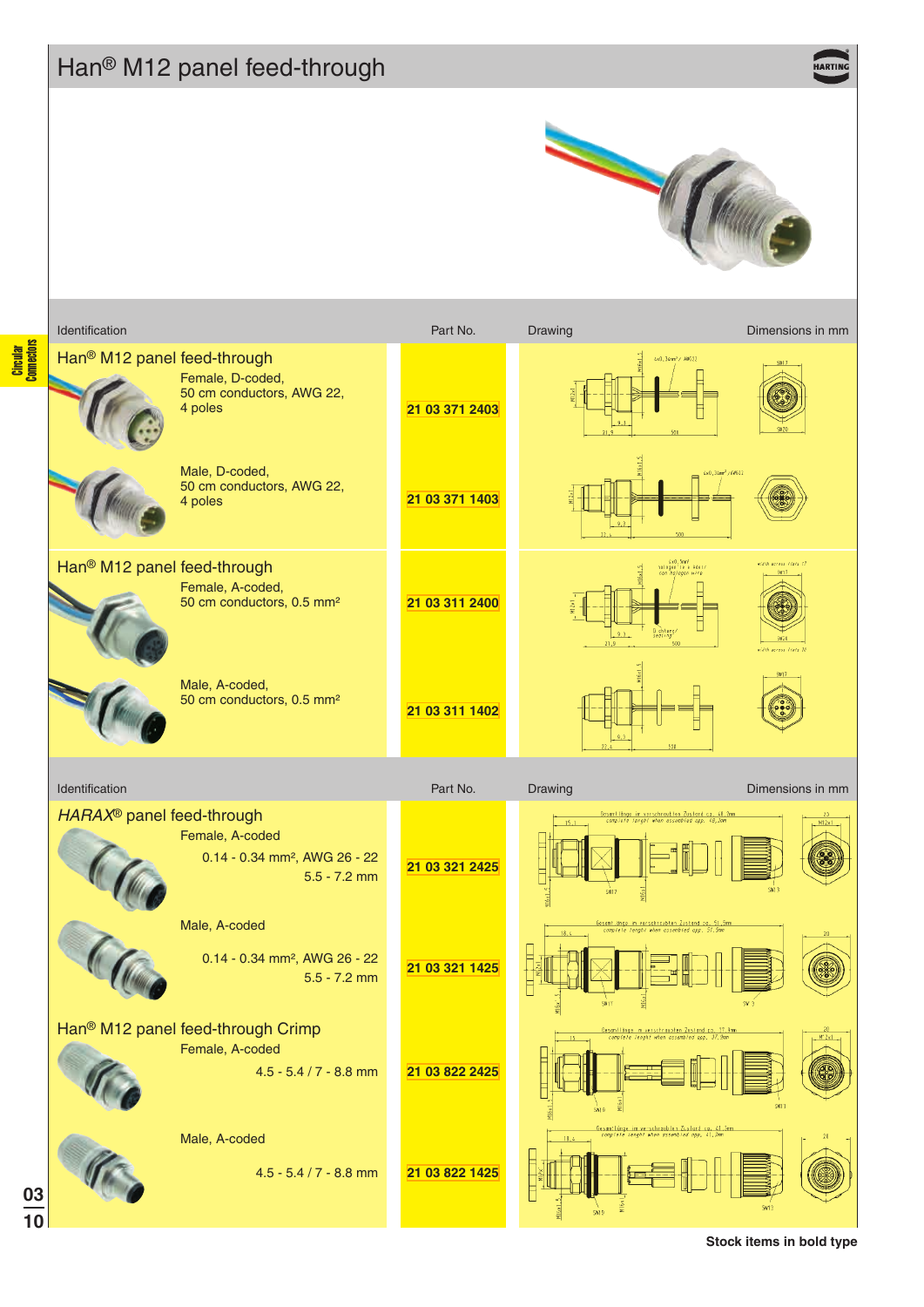# Han® M12 panel feed-through

| Identification | Part No. | Drawing | Dimensions in mm |
|---|---|---|---|
| **Han® M12 panel feed-through** | | | |
| Female, D-coded, 50 cm conductors, AWG 22, 4 poles | **21 03 371 2403** | | |
| Male, D-coded, 50 cm conductors, AWG 22, 4 poles | **21 03 371 1403** | | |
| **Han® M12 panel feed-through** | | | |
| Female, A-coded, 50 cm conductors, 0.5 mm² | **21 03 311 2400** | | |
| Male, A-coded, 50 cm conductors, 0.5 mm² | **21 03 311 1402** | | |

| Identification | Part No. | Drawing | Dimensions in mm |
|---|---|---|---|
| ***HARAX*® panel feed-through** | | | |
| Female, A-coded, 0.14 - 0.34 mm², AWG 26 - 22, 5.5 - 7.2 mm | **21 03 321 2425** | | |
| Male, A-coded, 0.14 - 0.34 mm², AWG 26 - 22, 5.5 - 7.2 mm | **21 03 321 1425** | | |
| **Han® M12 panel feed-through Crimp** | | | |
| Female, A-coded, 4.5 - 5.4 / 7 - 8.8 mm | **21 03 822 2425** | | |
| Male, A-coded, 4.5 - 5.4 / 7 - 8.8 mm | **21 03 822 1425** | | |

**Stock items in bold type**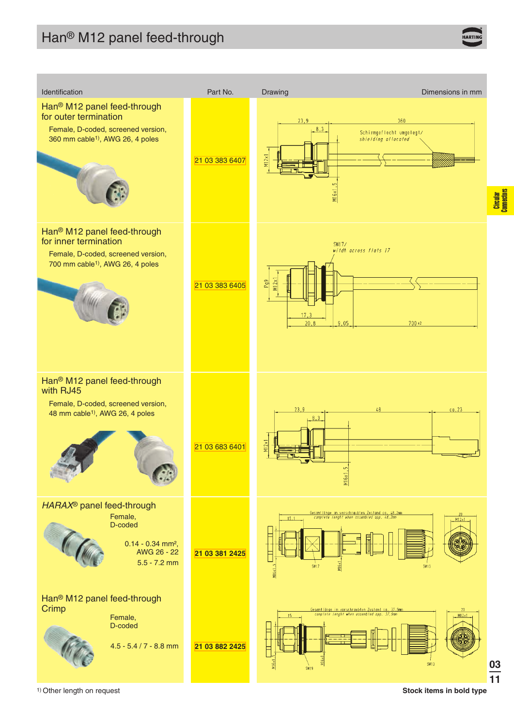# Han® M12 panel feed-through

| Identification | Part No. | Drawing Dimensions in mm |
|---|---|---|
| **Han® M12 panel feed-through for outer termination**<br>Female, D-coded, screened version, 360 mm cable[1], AWG 26, 4 poles | 21 03 383 6407 | |
| **Han® M12 panel feed-through for inner termination**<br>Female, D-coded, screened version, 700 mm cable[1], AWG 26, 4 poles | 21 03 383 6405 | |
| **Han® M12 panel feed-through with RJ45**<br>Female, D-coded, screened version, 48 mm cable[1], AWG 26, 4 poles | 21 03 683 6401 | |
| ***HARAX*® panel feed-through**<br>Female, D-coded<br>0.14 - 0.34 mm², AWG 26 - 22<br>5.5 - 7.2 mm | **21 03 381 2425** | |
| **Han® M12 panel feed-through Crimp**<br>Female, D-coded<br>4.5 - 5.4 / 7 - 8.8 mm | **21 03 882 2425** | |

[1] Other length on request

Stock items in bold type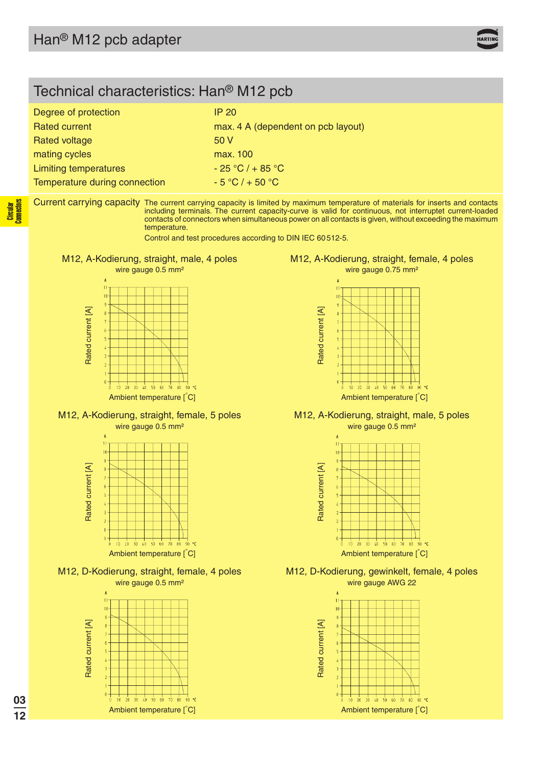# Han® M12 pcb adapter

## Technical characteristics: Han® M12 pcb

| | |
|---|---|
| Degree of protection | IP 20 |
| Rated current | max. 4 A (dependent on pcb layout) |
| Rated voltage | 50 V |
| mating cycles | max. 100 |
| Limiting temperatures | - 25 °C / + 85 °C |
| Temperature during connection | - 5 °C / + 50 °C |

**Current carrying capacity** The current carrying capacity is limited by maximum temperature of materials for inserts and contacts including terminals. The current capacity-curve is valid for continuous, not interruptet current-loaded contacts of connectors when simultaneous power on all contacts is given, without exceeding the maximum temperature.

Control and test procedures according to DIN IEC 60512-5.

### M12, A-Kodierung, straight, male, 4 poles

wire gauge 0.5 mm²

Rated current [A]

Ambient temperature [°C]

### M12, A-Kodierung, straight, female, 4 poles

wire gauge 0.75 mm²

Rated current [A]

Ambient temperature [°C]

### M12, A-Kodierung, straight, female, 5 poles

wire gauge 0.5 mm²

Rated current [A]

Ambient temperature [°C]

### M12, A-Kodierung, straight, male, 5 poles

wire gauge 0.5 mm²

Rated current [A]

Ambient temperature [°C]

### M12, D-Kodierung, straight, female, 4 poles

wire gauge 0.5 mm²

Rated current [A]

Ambient temperature [°C]

### M12, D-Kodierung, gewinkelt, female, 4 poles

wire gauge AWG 22

Rated current [A]

Ambient temperature [°C]